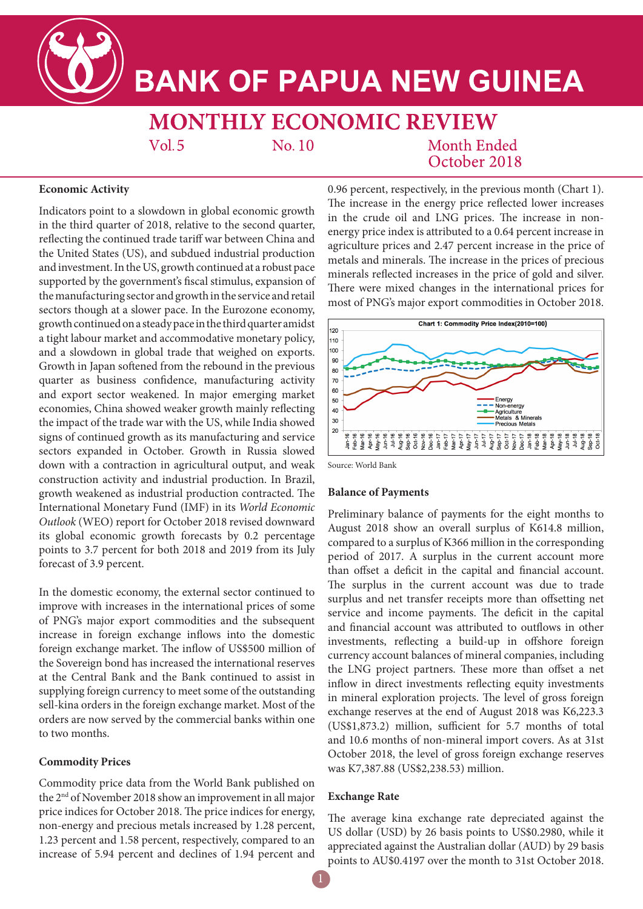# BANK OF PAPUA NEW GUINEA

## MONTHLY ECONOMIC REVIEW

Vol. 5 No. 10 Month Ended October 2018

### Economic Activity

Indicators point to a slowdown in global economic growth in the third quarter of 2018, relative to the second quarter, reflecting the continued trade tariff war between China and the United States (US), and subdued industrial production and investment. In the US, growth continued at a robust pace supported by the government's fiscal stimulus, expansion of the manufacturing sector and growth in the service and retail sectors though at a slower pace. In the Eurozone economy, growth continued on a steady pace in the third quarter amidst a tight labour market and accommodative monetary policy, and a slowdown in global trade that weighed on exports. Growth in Japan softened from the rebound in the previous quarter as business confidence, manufacturing activity and export sector weakened. In major emerging market economies, China showed weaker growth mainly reflecting the impact of the trade war with the US, while India showed signs of continued growth as its manufacturing and service sectors expanded in October. Growth in Russia slowed down with a contraction in agricultural output, and weak construction activity and industrial production. In Brazil, growth weakened as industrial production contracted. The International Monetary Fund (IMF) in its *World Economic Outlook* (WEO) report for October 2018 revised downward its global economic growth forecasts by 0.2 percentage points to 3.7 percent for both 2018 and 2019 from its July forecast of 3.9 percent.

In the domestic economy, the external sector continued to improve with increases in the international prices of some of PNG's major export commodities and the subsequent increase in foreign exchange inflows into the domestic foreign exchange market. The inflow of US$500 million of the Sovereign bond has increased the international reserves at the Central Bank and the Bank continued to assist in supplying foreign currency to meet some of the outstanding sell-kina orders in the foreign exchange market. Most of the orders are now served by the commercial banks within one to two months.

### Commodity Prices

Commodity price data from the World Bank published on the 2nd of November 2018 show an improvement in all major price indices for October 2018. The price indices for energy, non-energy and precious metals increased by 1.28 percent, 1.23 percent and 1.58 percent, respectively, compared to an increase of 5.94 percent and declines of 1.94 percent and 0.96 percent, respectively, in the previous month (Chart 1). The increase in the energy price reflected lower increases in the crude oil and LNG prices. The increase in non-energy price index is attributed to a 0.64 percent increase in agriculture prices and 2.47 percent increase in the price of metals and minerals. The increase in the prices of precious minerals reflected increases in the price of gold and silver. There were mixed changes in the international prices for most of PNG's major export commodities in October 2018.

Chart 1: Commodity Price Index(2010=100)

Source: World Bank

### Balance of Payments

Preliminary balance of payments for the eight months to August 2018 show an overall surplus of K614.8 million, compared to a surplus of K366 million in the corresponding period of 2017. A surplus in the current account more than offset a deficit in the capital and financial account. The surplus in the current account was due to trade surplus and net transfer receipts more than offsetting net service and income payments. The deficit in the capital and financial account was attributed to outflows in other investments, reflecting a build-up in offshore foreign currency account balances of mineral companies, including the LNG project partners. These more than offset a net inflow in direct investments reflecting equity investments in mineral exploration projects. The level of gross foreign exchange reserves at the end of August 2018 was K6,223.3 (US$1,873.2) million, sufficient for 5.7 months of total and 10.6 months of non-mineral import covers. As at 31st October 2018, the level of gross foreign exchange reserves was K7,387.88 (US$2,238.53) million.

### Exchange Rate

The average kina exchange rate depreciated against the US dollar (USD) by 26 basis points to US$0.2980, while it appreciated against the Australian dollar (AUD) by 29 basis points to AU$0.4197 over the month to 31st October 2018.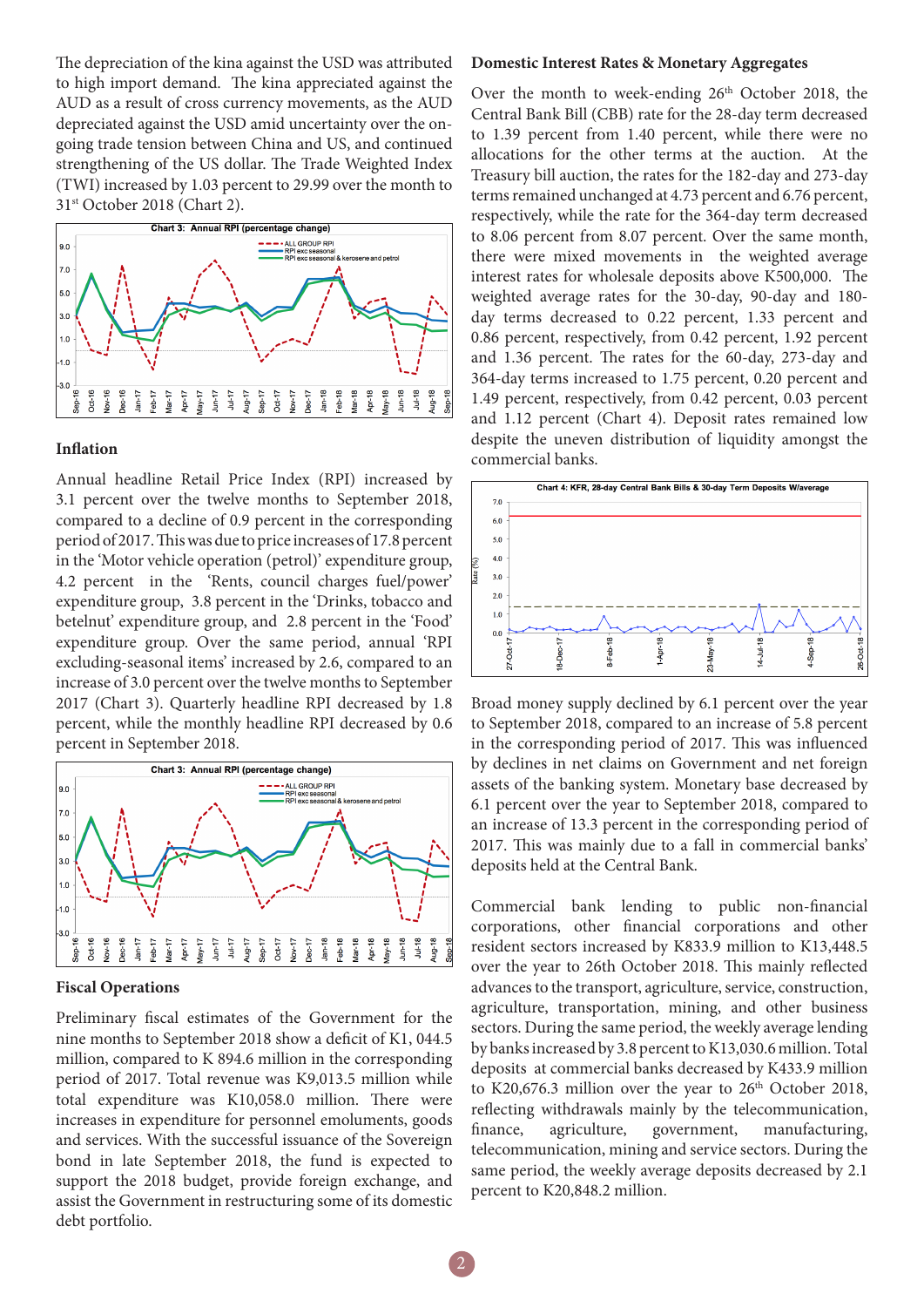The depreciation of the kina against the USD was attributed to high import demand. The kina appreciated against the AUD as a result of cross currency movements, as the AUD depreciated against the USD amid uncertainty over the on-going trade tension between China and US, and continued strengthening of the US dollar. The Trade Weighted Index (TWI) increased by 1.03 percent to 29.99 over the month to 31st October 2018 (Chart 2).

Chart 3: Annual RPI (percentage change)

### Inflation

Annual headline Retail Price Index (RPI) increased by 3.1 percent over the twelve months to September 2018, compared to a decline of 0.9 percent in the corresponding period of 2017. This was due to price increases of 17.8 percent in the 'Motor vehicle operation (petrol)' expenditure group, 4.2 percent in the 'Rents, council charges fuel/power' expenditure group, 3.8 percent in the 'Drinks, tobacco and betelnut' expenditure group, and 2.8 percent in the 'Food' expenditure group. Over the same period, annual 'RPI excluding-seasonal items' increased by 2.6, compared to an increase of 3.0 percent over the twelve months to September 2017 (Chart 3). Quarterly headline RPI decreased by 1.8 percent, while the monthly headline RPI decreased by 0.6 percent in September 2018.

Chart 3: Annual RPI (percentage change)

### Fiscal Operations

Preliminary fiscal estimates of the Government for the nine months to September 2018 show a deficit of K1, 044.5 million, compared to K 894.6 million in the corresponding period of 2017. Total revenue was K9,013.5 million while total expenditure was K10,058.0 million. There were increases in expenditure for personnel emoluments, goods and services. With the successful issuance of the Sovereign bond in late September 2018, the fund is expected to support the 2018 budget, provide foreign exchange, and assist the Government in restructuring some of its domestic debt portfolio.

### Domestic Interest Rates & Monetary Aggregates

Over the month to week-ending 26th October 2018, the Central Bank Bill (CBB) rate for the 28-day term decreased to 1.39 percent from 1.40 percent, while there were no allocations for the other terms at the auction. At the Treasury bill auction, the rates for the 182-day and 273-day terms remained unchanged at 4.73 percent and 6.76 percent, respectively, while the rate for the 364-day term decreased to 8.06 percent from 8.07 percent. Over the same month, there were mixed movements in the weighted average interest rates for wholesale deposits above K500,000. The weighted average rates for the 30-day, 90-day and 180-day terms decreased to 0.22 percent, 1.33 percent and 0.86 percent, respectively, from 0.42 percent, 1.92 percent and 1.36 percent. The rates for the 60-day, 273-day and 364-day terms increased to 1.75 percent, 0.20 percent and 1.49 percent, respectively, from 0.42 percent, 0.03 percent and 1.12 percent (Chart 4). Deposit rates remained low despite the uneven distribution of liquidity amongst the commercial banks.

Chart 4: KFR, 28-day Central Bank Bills & 30-day Term Deposits W/average

Broad money supply declined by 6.1 percent over the year to September 2018, compared to an increase of 5.8 percent in the corresponding period of 2017. This was influenced by declines in net claims on Government and net foreign assets of the banking system. Monetary base decreased by 6.1 percent over the year to September 2018, compared to an increase of 13.3 percent in the corresponding period of 2017. This was mainly due to a fall in commercial banks' deposits held at the Central Bank.

Commercial bank lending to public non-financial corporations, other financial corporations and other resident sectors increased by K833.9 million to K13,448.5 over the year to 26th October 2018. This mainly reflected advances to the transport, agriculture, service, construction, agriculture, transportation, mining, and other business sectors. During the same period, the weekly average lending by banks increased by 3.8 percent to K13,030.6 million. Total deposits at commercial banks decreased by K433.9 million to K20,676.3 million over the year to 26th October 2018, reflecting withdrawals mainly by the telecommunication, finance, agriculture, government, manufacturing, telecommunication, mining and service sectors. During the same period, the weekly average deposits decreased by 2.1 percent to K20,848.2 million.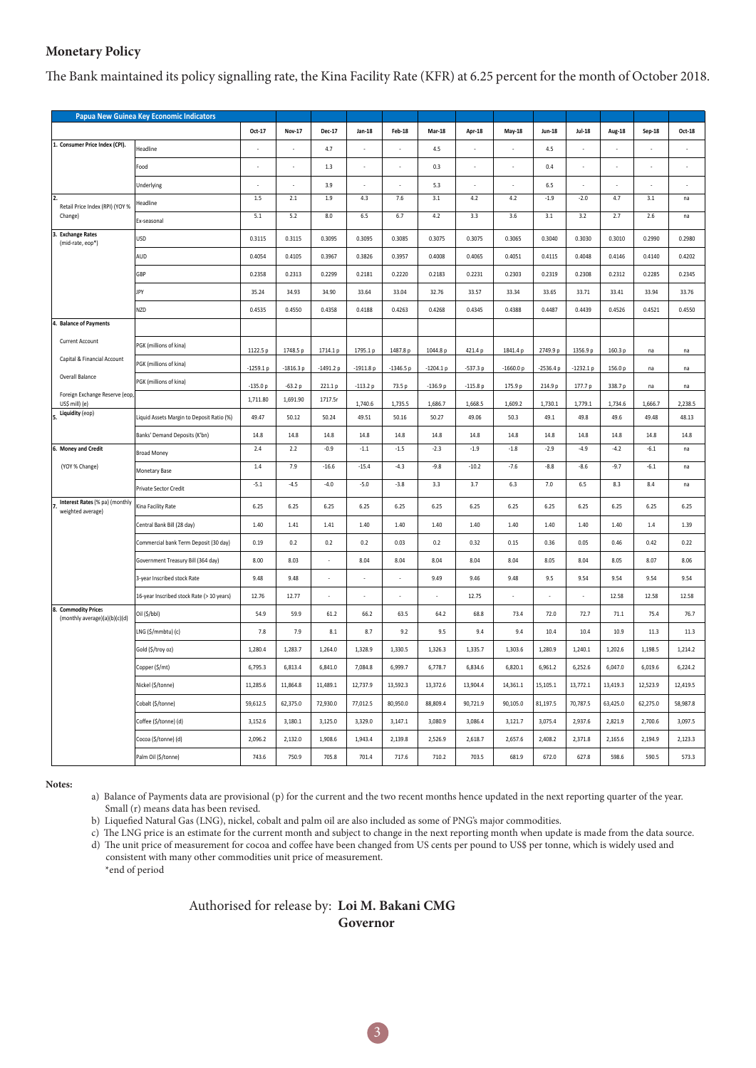## Monetary Policy

The Bank maintained its policy signalling rate, the Kina Facility Rate (KFR) at 6.25 percent for the month of October 2018.

| Papua New Guinea Key Economic Indicators | | Oct-17 | Nov-17 | Dec-17 | Jan-18 | Feb-18 | Mar-18 | Apr-18 | May-18 | Jun-18 | Jul-18 | Aug-18 | Sep-18 | Oct-18 |
|---|---|---|---|---|---|---|---|---|---|---|---|---|---|---|
| 1. Consumer Price Index (CPI). | Headline | - | - | 4.7 | - | - | 4.5 | - | - | 4.5 | - | - | - | - |
| | Food | - | - | 1.3 | - | - | 0.3 | - | - | 0.4 | - | - | - | - |
| | Underlying | - | - | 3.9 | - | - | 5.3 | - | - | 6.5 | - | - | - | - |
| 2. Retail Price Index (RPI) (YOY % Change) | Headline | 1.5 | 2.1 | 1.9 | 4.3 | 7.6 | 3.1 | 4.2 | 4.2 | -1.9 | -2.0 | 4.7 | 3.1 | na |
| | Ex-seasonal | 5.1 | 5.2 | 8.0 | 6.5 | 6.7 | 4.2 | 3.3 | 3.6 | 3.1 | 3.2 | 2.7 | 2.6 | na |
| 3. Exchange Rates (mid-rate, eop*) | USD | 0.3115 | 0.3115 | 0.3095 | 0.3095 | 0.3085 | 0.3075 | 0.3075 | 0.3065 | 0.3040 | 0.3030 | 0.3010 | 0.2990 | 0.2980 |
| | AUD | 0.4054 | 0.4105 | 0.3967 | 0.3826 | 0.3957 | 0.4008 | 0.4065 | 0.4051 | 0.4115 | 0.4048 | 0.4146 | 0.4140 | 0.4202 |
| | GBP | 0.2358 | 0.2313 | 0.2299 | 0.2181 | 0.2220 | 0.2183 | 0.2231 | 0.2303 | 0.2319 | 0.2308 | 0.2312 | 0.2285 | 0.2345 |
| | JPY | 35.24 | 34.93 | 34.90 | 33.64 | 33.04 | 32.76 | 33.57 | 33.34 | 33.65 | 33.71 | 33.41 | 33.94 | 33.76 |
| | NZD | 0.4535 | 0.4550 | 0.4358 | 0.4188 | 0.4263 | 0.4268 | 0.4345 | 0.4388 | 0.4487 | 0.4439 | 0.4526 | 0.4521 | 0.4550 |
| 4. Balance of Payments | | | | | | | | | | | | | | |
| Current Account | PGK (millions of kina) | 1122.5 p | 1748.5 p | 1714.1 p | 1795.1 p | 1487.8 p | 1044.8 p | 421.4 p | 1841.4 p | 2749.9 p | 1356.9 p | 160.3 p | na | na |
| Capital & Financial Account | PGK (millions of kina) | -1259.1 p | -1816.3 p | -1491.2 p | -1911.8 p | -1346.5 p | -1204.1 p | -537.3 p | -1660.0 p | -2536.4 p | -1232.1 p | 156.0 p | na | na |
| Overall Balance | PGK (millions of kina) | -135.0 p | -63.2 p | 221.1 p | -113.2 p | 73.5 p | -136.9 p | -115.8 p | 175.9 p | 214.9 p | 177.7 p | 338.7 p | na | na |
| Foreign Exchange Reserve (eop, US$ mill) (e) | | 1,711.80 | 1,691.90 | 1717.5r | 1,740.6 | 1,735.5 | 1,686.7 | 1,668.5 | 1,609.2 | 1,730.1 | 1,779.1 | 1,734.6 | 1,666.7 | 2,238.5 |
| 5. Liquidity (eop) | Liquid Assets Margin to Deposit Ratio (%) | 49.47 | 50.12 | 50.24 | 49.51 | 50.16 | 50.27 | 49.06 | 50.3 | 49.1 | 49.8 | 49.6 | 49.48 | 48.13 |
| | Banks' Demand Deposits (K'bn) | 14.8 | 14.8 | 14.8 | 14.8 | 14.8 | 14.8 | 14.8 | 14.8 | 14.8 | 14.8 | 14.8 | 14.8 | 14.8 |
| 6. Money and Credit (YOY % Change) | Broad Money | 2.4 | 2.2 | -0.9 | -1.1 | -1.5 | -2.3 | -1.9 | -1.8 | -2.9 | -4.9 | -4.2 | -6.1 | na |
| | Monetary Base | 1.4 | 7.9 | -16.6 | -15.4 | -4.3 | -9.8 | -10.2 | -7.6 | -8.8 | -8.6 | -9.7 | -6.1 | na |
| | Private Sector Credit | -5.1 | -4.5 | -4.0 | -5.0 | -3.8 | 3.3 | 3.7 | 6.3 | 7.0 | 6.5 | 8.3 | 8.4 | na |
| 7. Interest Rates (% pa) (monthly weighted average) | Kina Facility Rate | 6.25 | 6.25 | 6.25 | 6.25 | 6.25 | 6.25 | 6.25 | 6.25 | 6.25 | 6.25 | 6.25 | 6.25 | 6.25 |
| | Central Bank Bill (28 day) | 1.40 | 1.41 | 1.41 | 1.40 | 1.40 | 1.40 | 1.40 | 1.40 | 1.40 | 1.40 | 1.40 | 1.4 | 1.39 |
| | Commercial bank Term Deposit (30 day) | 0.19 | 0.2 | 0.2 | 0.2 | 0.03 | 0.2 | 0.32 | 0.15 | 0.36 | 0.05 | 0.46 | 0.42 | 0.22 |
| | Government Treasury Bill (364 day) | 8.00 | 8.03 | - | 8.04 | 8.04 | 8.04 | 8.04 | 8.04 | 8.05 | 8.04 | 8.05 | 8.07 | 8.06 |
| | 3-year Inscribed stock Rate | 9.48 | 9.48 | - | - | - | 9.49 | 9.46 | 9.48 | 9.5 | 9.54 | 9.54 | 9.54 | 9.54 |
| | 16-year Inscribed stock Rate (> 10 years) | 12.76 | 12.77 | - | - | - | - | 12.75 | - | - | - | 12.58 | 12.58 | 12.58 |
| 8. Commodity Prices (monthly average)(a)(b)(c)(d) | Oil ($/bbl) | 54.9 | 59.9 | 61.2 | 66.2 | 63.5 | 64.2 | 68.8 | 73.4 | 72.0 | 72.7 | 71.1 | 75.4 | 76.7 |
| | LNG ($/mmbtu) (c) | 7.8 | 7.9 | 8.1 | 8.7 | 9.2 | 9.5 | 9.4 | 9.4 | 10.4 | 10.4 | 10.9 | 11.3 | 11.3 |
| | Gold ($/troy oz) | 1,280.4 | 1,283.7 | 1,264.0 | 1,328.9 | 1,330.5 | 1,326.3 | 1,335.7 | 1,303.6 | 1,280.9 | 1,240.1 | 1,202.6 | 1,198.5 | 1,214.2 |
| | Copper ($/mt) | 6,795.3 | 6,813.4 | 6,841.0 | 7,084.8 | 6,999.7 | 6,778.7 | 6,834.6 | 6,820.1 | 6,961.2 | 6,252.6 | 6,047.0 | 6,019.6 | 6,224.2 |
| | Nickel ($/tonne) | 11,285.6 | 11,864.8 | 11,489.1 | 12,737.9 | 13,592.3 | 13,372.6 | 13,904.4 | 14,361.1 | 15,105.1 | 13,772.1 | 13,419.3 | 12,523.9 | 12,419.5 |
| | Cobalt ($/tonne) | 59,612.5 | 62,375.0 | 72,930.0 | 77,012.5 | 80,950.0 | 88,809.4 | 90,721.9 | 90,105.0 | 81,197.5 | 70,787.5 | 63,425.0 | 62,275.0 | 58,987.8 |
| | Coffee ($/tonne) (d) | 3,152.6 | 3,180.1 | 3,125.0 | 3,329.0 | 3,147.1 | 3,080.9 | 3,086.4 | 3,121.7 | 3,075.4 | 2,937.6 | 2,821.9 | 2,700.6 | 3,097.5 |
| | Cocoa ($/tonne) (d) | 2,096.2 | 2,132.0 | 1,908.6 | 1,943.4 | 2,139.8 | 2,526.9 | 2,618.7 | 2,657.6 | 2,408.2 | 2,371.8 | 2,165.6 | 2,194.9 | 2,123.3 |
| | Palm Oil ($/tonne) | 743.6 | 750.9 | 705.8 | 701.4 | 717.6 | 710.2 | 703.5 | 681.9 | 672.0 | 627.8 | 598.6 | 590.5 | 573.3 |

**Notes:**

a) Balance of Payments data are provisional (p) for the current and the two recent months hence updated in the next reporting quarter of the year. Small (r) means data has been revised.

b) Liquefied Natural Gas (LNG), nickel, cobalt and palm oil are also included as some of PNG's major commodities.

c) The LNG price is an estimate for the current month and subject to change in the next reporting month when update is made from the data source.

d) The unit price of measurement for cocoa and coffee have been changed from US cents per pound to US$ per tonne, which is widely used and consistent with many other commodities unit price of measurement.

*end of period

Authorised for release by: **Loi M. Bakani CMG**
**Governor**